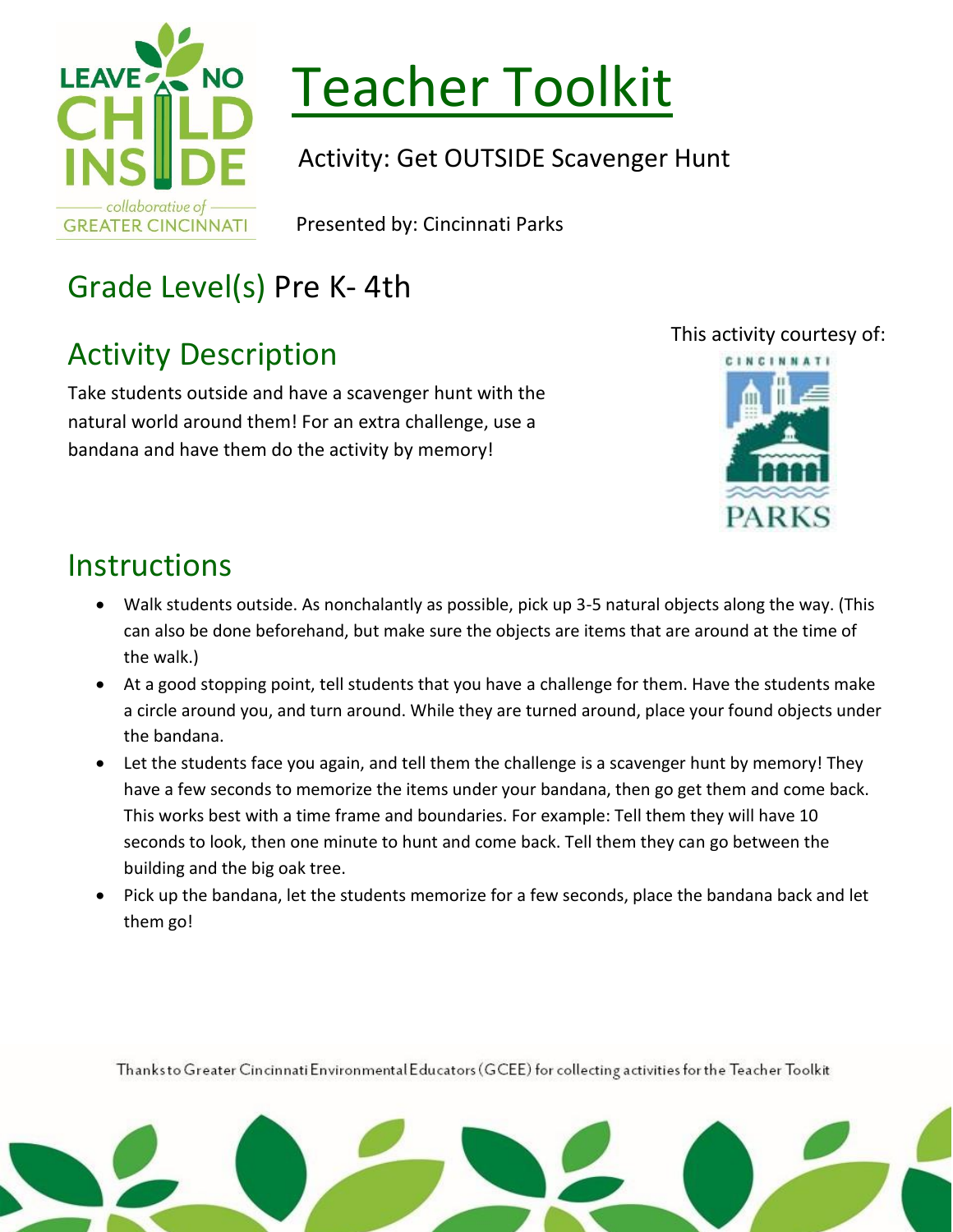# Teacher Toolkit

Activity: Get OUTSIDE Scavenger Hunt

Presented by: Cincinnati Parks

## Grade Level(s) Pre K- 4th

This activity courtesy of:

## Activity Description

Take students outside and have a scavenger hunt with the natural world around them! For an extra challenge, use a bandana and have them do the activity by memory!

## Instructions

- Walk students outside. As nonchalantly as possible, pick up 3-5 natural objects along the way. (This can also be done beforehand, but make sure the objects are items that are around at the time of the walk.)
- At a good stopping point, tell students that you have a challenge for them. Have the students make a circle around you, and turn around. While they are turned around, place your found objects under the bandana.
- Let the students face you again, and tell them the challenge is a scavenger hunt by memory! They have a few seconds to memorize the items under your bandana, then go get them and come back. This works best with a time frame and boundaries. For example: Tell them they will have 10 seconds to look, then one minute to hunt and come back. Tell them they can go between the building and the big oak tree.
- Pick up the bandana, let the students memorize for a few seconds, place the bandana back and let them go!

Thanks to Greater Cincinnati Environmental Educators (GCEE) for collecting activities for the Teacher Toolkit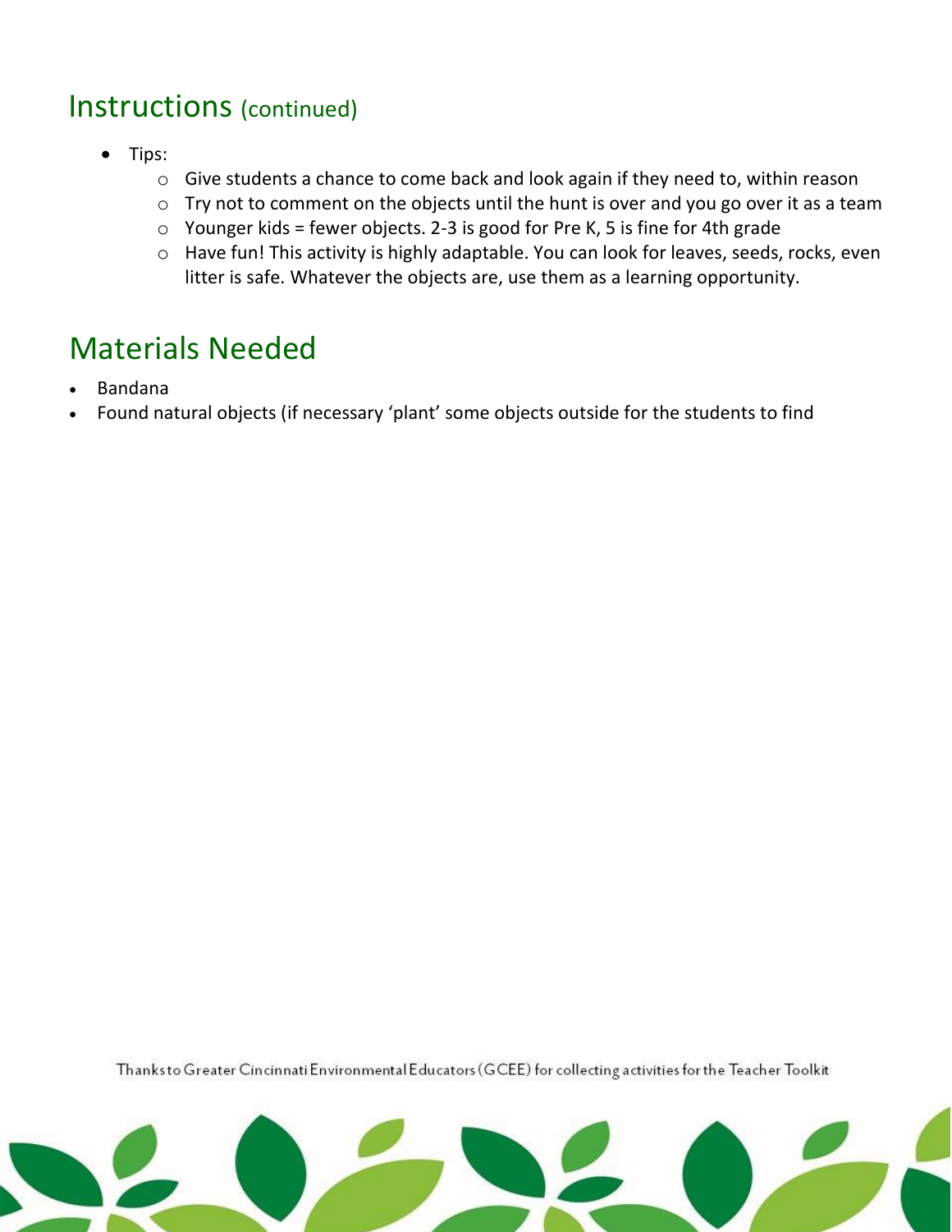## Instructions (continued)

- Tips:
  - Give students a chance to come back and look again if they need to, within reason
  - Try not to comment on the objects until the hunt is over and you go over it as a team
  - Younger kids = fewer objects. 2-3 is good for Pre K, 5 is fine for 4th grade
  - Have fun! This activity is highly adaptable. You can look for leaves, seeds, rocks, even litter is safe. Whatever the objects are, use them as a learning opportunity.

## Materials Needed

- Bandana
- Found natural objects (if necessary 'plant' some objects outside for the students to find

Thanks to Greater Cincinnati Environmental Educators (GCEE) for collecting activities for the Teacher Toolkit